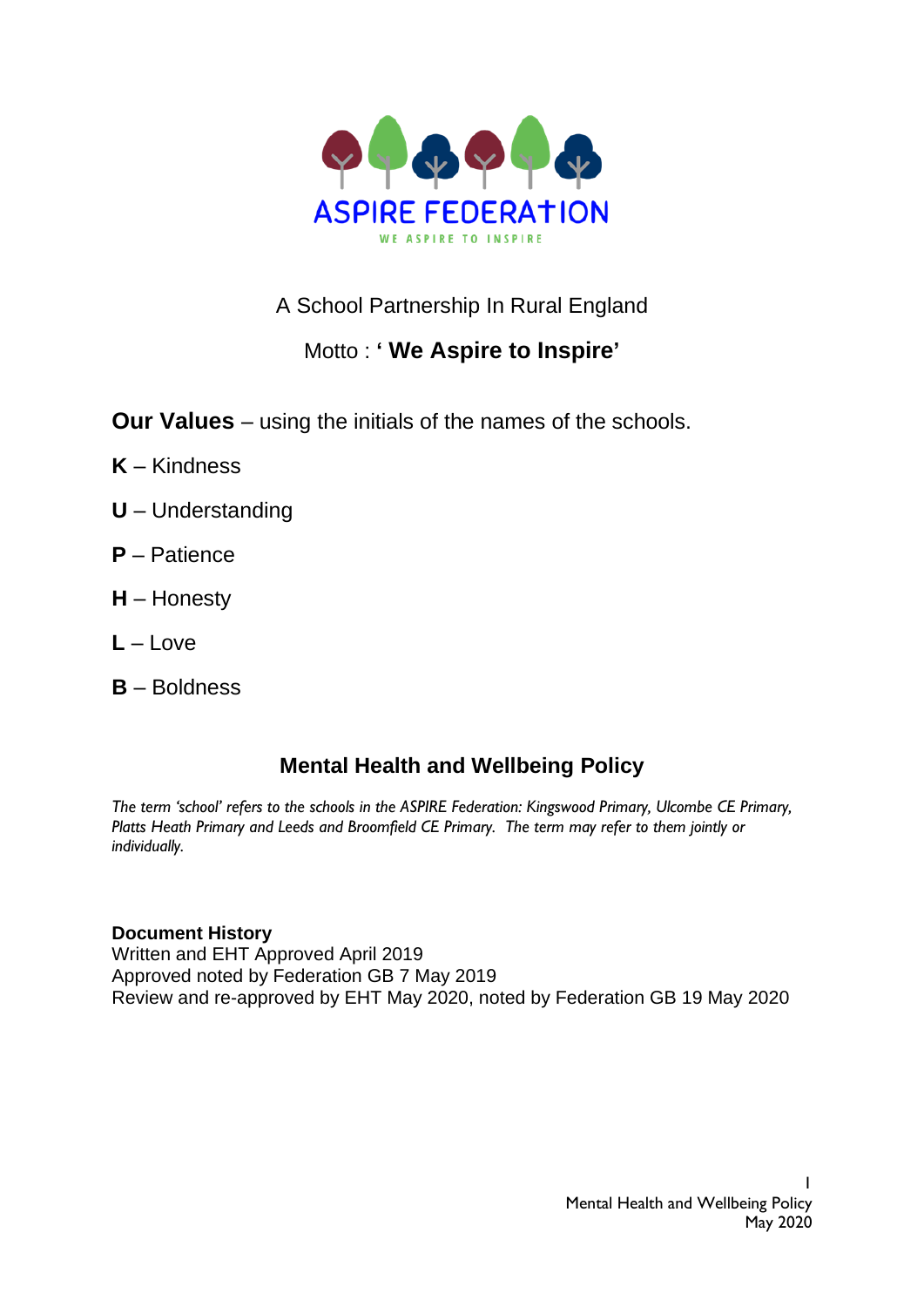ASPIRE FEDERATION

WE ASPIRE TO INSPIRE

A School Partnership In Rural England

Motto : **' We Aspire to Inspire'**

**Our Values** – using the initials of the names of the schools.

**K** – Kindness

**U** – Understanding

**P** – Patience

**H** – Honesty

**L** – Love

**B** – Boldness

# Mental Health and Wellbeing Policy

*The term 'school' refers to the schools in the ASPIRE Federation: Kingswood Primary, Ulcombe CE Primary, Platts Heath Primary and Leeds and Broomfield CE Primary. The term may refer to them jointly or individually.*

**Document History**
Written and EHT Approved April 2019
Approved noted by Federation GB 7 May 2019
Review and re-approved by EHT May 2020, noted by Federation GB 19 May 2020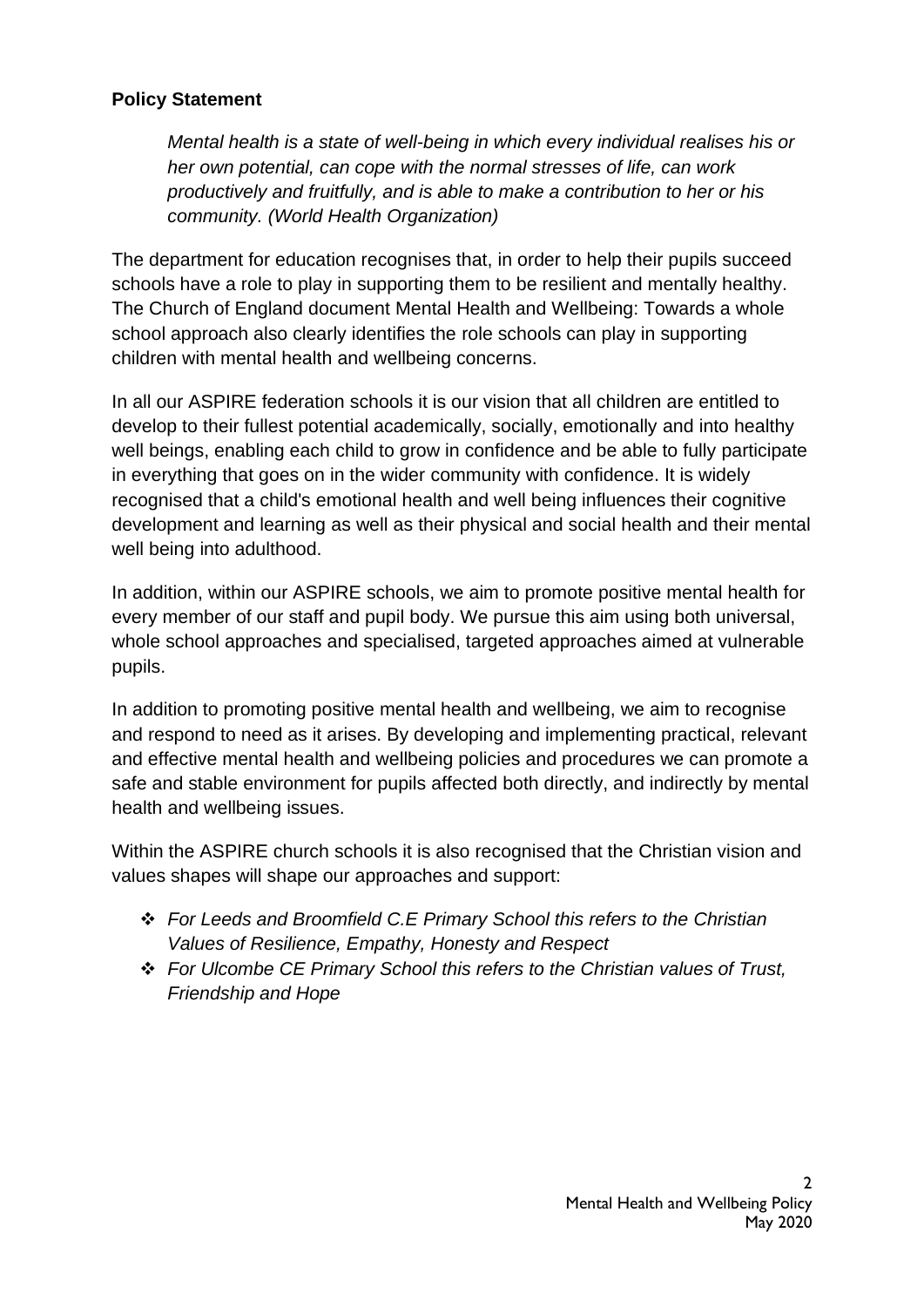**Policy Statement**

> *Mental health is a state of well-being in which every individual realises his or her own potential, can cope with the normal stresses of life, can work productively and fruitfully, and is able to make a contribution to her or his community. (World Health Organization)*

The department for education recognises that, in order to help their pupils succeed schools have a role to play in supporting them to be resilient and mentally healthy. The Church of England document Mental Health and Wellbeing: Towards a whole school approach also clearly identifies the role schools can play in supporting children with mental health and wellbeing concerns.

In all our ASPIRE federation schools it is our vision that all children are entitled to develop to their fullest potential academically, socially, emotionally and into healthy well beings, enabling each child to grow in confidence and be able to fully participate in everything that goes on in the wider community with confidence. It is widely recognised that a child's emotional health and well being influences their cognitive development and learning as well as their physical and social health and their mental well being into adulthood.

In addition, within our ASPIRE schools, we aim to promote positive mental health for every member of our staff and pupil body. We pursue this aim using both universal, whole school approaches and specialised, targeted approaches aimed at vulnerable pupils.

In addition to promoting positive mental health and wellbeing, we aim to recognise and respond to need as it arises. By developing and implementing practical, relevant and effective mental health and wellbeing policies and procedures we can promote a safe and stable environment for pupils affected both directly, and indirectly by mental health and wellbeing issues.

Within the ASPIRE church schools it is also recognised that the Christian vision and values shapes will shape our approaches and support:

- *For Leeds and Broomfield C.E Primary School this refers to the Christian Values of Resilience, Empathy, Honesty and Respect*
- *For Ulcombe CE Primary School this refers to the Christian values of Trust, Friendship and Hope*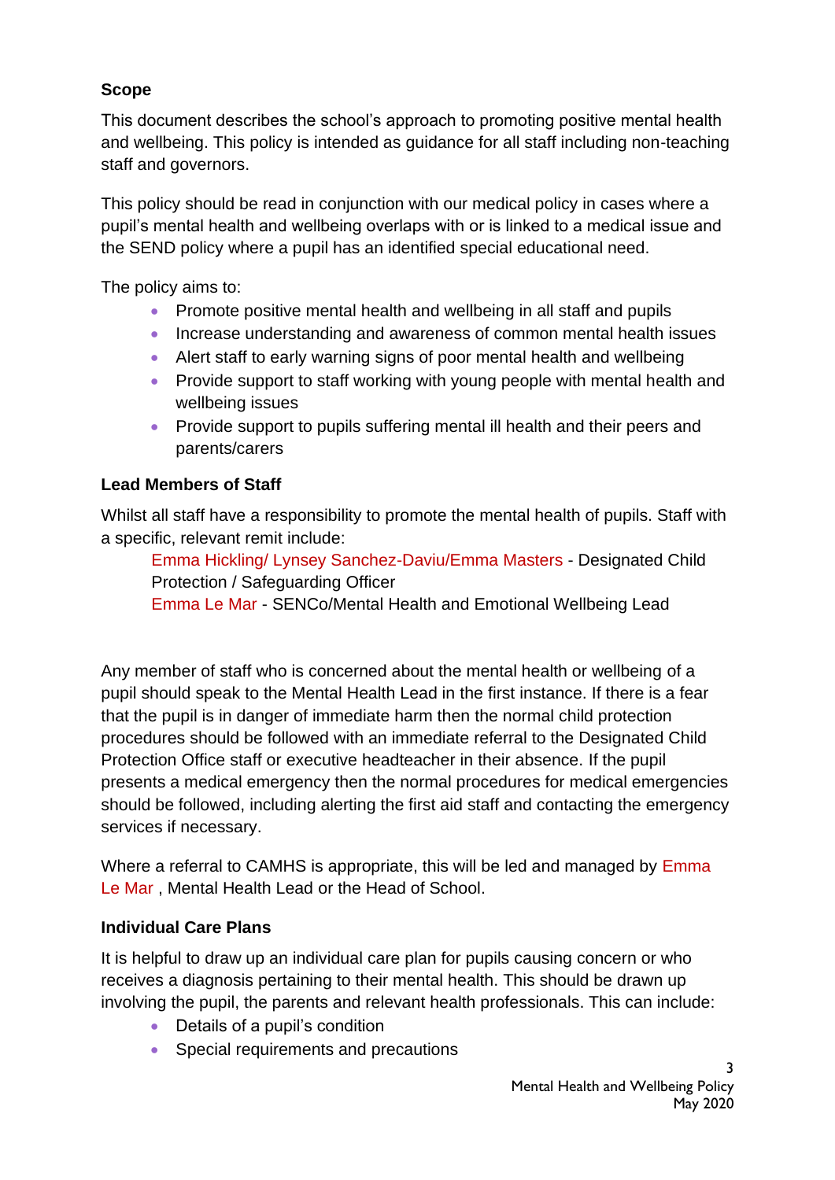### Scope

This document describes the school's approach to promoting positive mental health and wellbeing. This policy is intended as guidance for all staff including non-teaching staff and governors.

This policy should be read in conjunction with our medical policy in cases where a pupil's mental health and wellbeing overlaps with or is linked to a medical issue and the SEND policy where a pupil has an identified special educational need.

The policy aims to:

- Promote positive mental health and wellbeing in all staff and pupils
- Increase understanding and awareness of common mental health issues
- Alert staff to early warning signs of poor mental health and wellbeing
- Provide support to staff working with young people with mental health and wellbeing issues
- Provide support to pupils suffering mental ill health and their peers and parents/carers

### Lead Members of Staff

Whilst all staff have a responsibility to promote the mental health of pupils. Staff with a specific, relevant remit include:

Emma Hickling/ Lynsey Sanchez-Daviu/Emma Masters - Designated Child Protection / Safeguarding Officer
Emma Le Mar - SENCo/Mental Health and Emotional Wellbeing Lead

Any member of staff who is concerned about the mental health or wellbeing of a pupil should speak to the Mental Health Lead in the first instance. If there is a fear that the pupil is in danger of immediate harm then the normal child protection procedures should be followed with an immediate referral to the Designated Child Protection Office staff or executive headteacher in their absence. If the pupil presents a medical emergency then the normal procedures for medical emergencies should be followed, including alerting the first aid staff and contacting the emergency services if necessary.

Where a referral to CAMHS is appropriate, this will be led and managed by Emma Le Mar , Mental Health Lead or the Head of School.

### Individual Care Plans

It is helpful to draw up an individual care plan for pupils causing concern or who receives a diagnosis pertaining to their mental health. This should be drawn up involving the pupil, the parents and relevant health professionals. This can include:

- Details of a pupil's condition
- Special requirements and precautions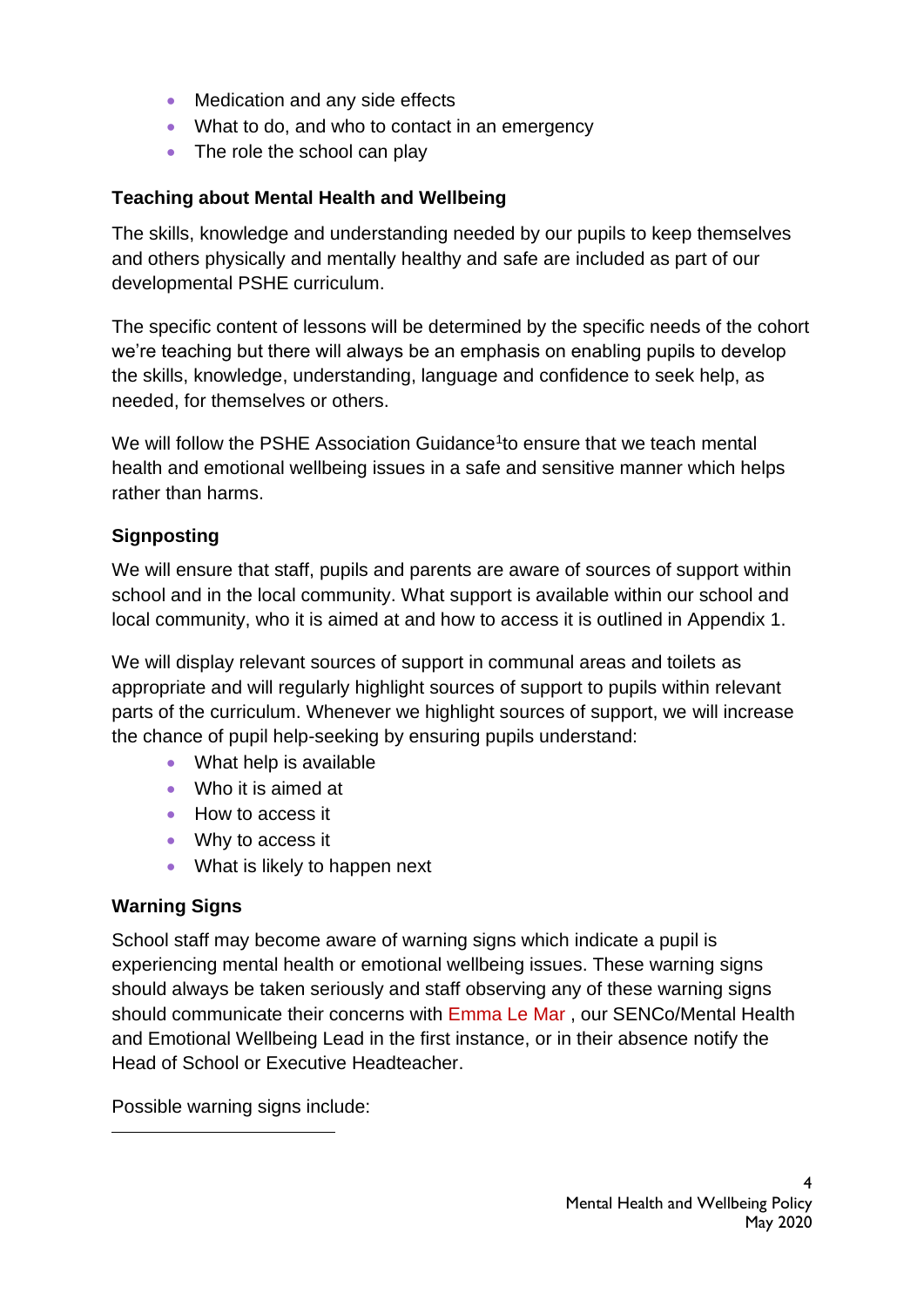- Medication and any side effects
- What to do, and who to contact in an emergency
- The role the school can play

**Teaching about Mental Health and Wellbeing**

The skills, knowledge and understanding needed by our pupils to keep themselves and others physically and mentally healthy and safe are included as part of our developmental PSHE curriculum.

The specific content of lessons will be determined by the specific needs of the cohort we're teaching but there will always be an emphasis on enabling pupils to develop the skills, knowledge, understanding, language and confidence to seek help, as needed, for themselves or others.

We will follow the PSHE Association Guidance[1]to ensure that we teach mental health and emotional wellbeing issues in a safe and sensitive manner which helps rather than harms.

**Signposting**

We will ensure that staff, pupils and parents are aware of sources of support within school and in the local community. What support is available within our school and local community, who it is aimed at and how to access it is outlined in Appendix 1.

We will display relevant sources of support in communal areas and toilets as appropriate and will regularly highlight sources of support to pupils within relevant parts of the curriculum. Whenever we highlight sources of support, we will increase the chance of pupil help-seeking by ensuring pupils understand:

- What help is available
- Who it is aimed at
- How to access it
- Why to access it
- What is likely to happen next

**Warning Signs**

School staff may become aware of warning signs which indicate a pupil is experiencing mental health or emotional wellbeing issues. These warning signs should always be taken seriously and staff observing any of these warning signs should communicate their concerns with Emma Le Mar , our SENCo/Mental Health and Emotional Wellbeing Lead in the first instance, or in their absence notify the Head of School or Executive Headteacher.

Possible warning signs include: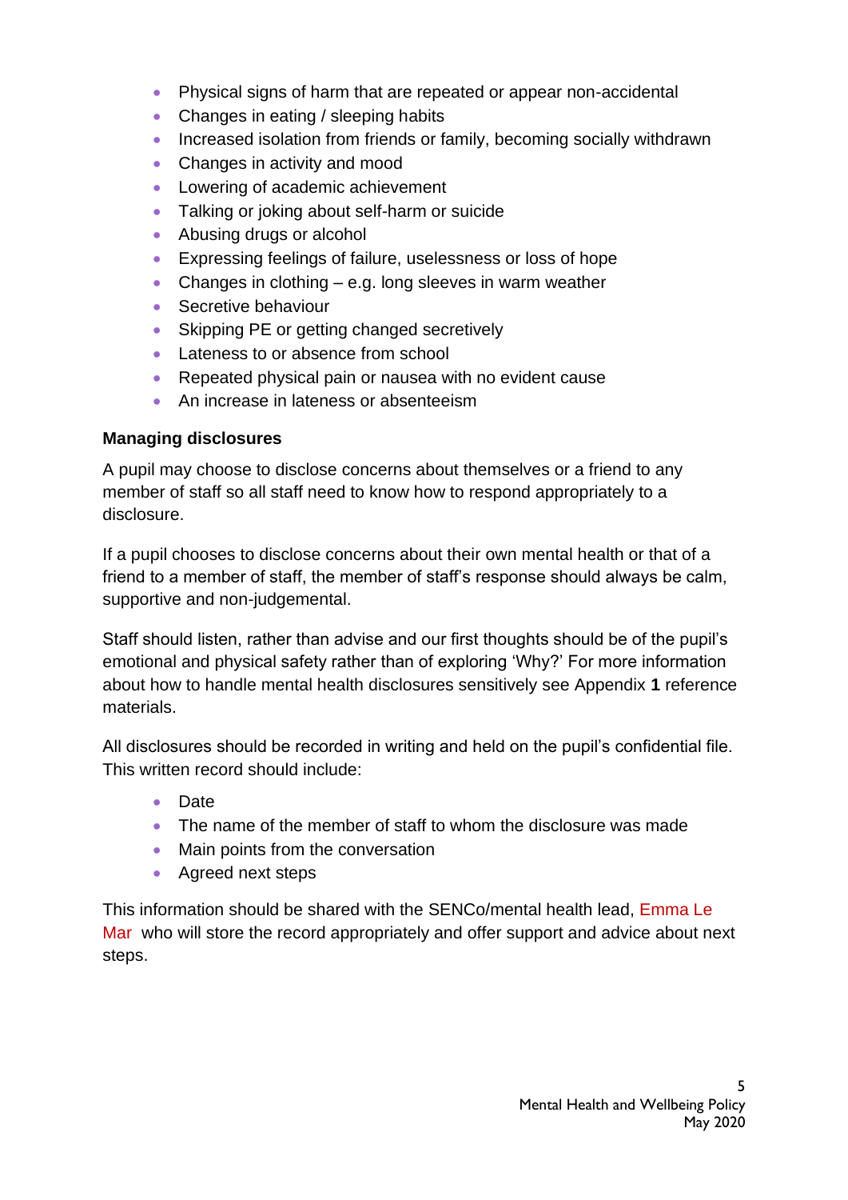- Physical signs of harm that are repeated or appear non-accidental
- Changes in eating / sleeping habits
- Increased isolation from friends or family, becoming socially withdrawn
- Changes in activity and mood
- Lowering of academic achievement
- Talking or joking about self-harm or suicide
- Abusing drugs or alcohol
- Expressing feelings of failure, uselessness or loss of hope
- Changes in clothing – e.g. long sleeves in warm weather
- Secretive behaviour
- Skipping PE or getting changed secretively
- Lateness to or absence from school
- Repeated physical pain or nausea with no evident cause
- An increase in lateness or absenteeism

**Managing disclosures**

A pupil may choose to disclose concerns about themselves or a friend to any member of staff so all staff need to know how to respond appropriately to a disclosure.

If a pupil chooses to disclose concerns about their own mental health or that of a friend to a member of staff, the member of staff's response should always be calm, supportive and non-judgemental.

Staff should listen, rather than advise and our first thoughts should be of the pupil's emotional and physical safety rather than of exploring 'Why?' For more information about how to handle mental health disclosures sensitively see Appendix **1** reference materials.

All disclosures should be recorded in writing and held on the pupil's confidential file. This written record should include:

- Date
- The name of the member of staff to whom the disclosure was made
- Main points from the conversation
- Agreed next steps

This information should be shared with the SENCo/mental health lead, Emma Le Mar who will store the record appropriately and offer support and advice about next steps.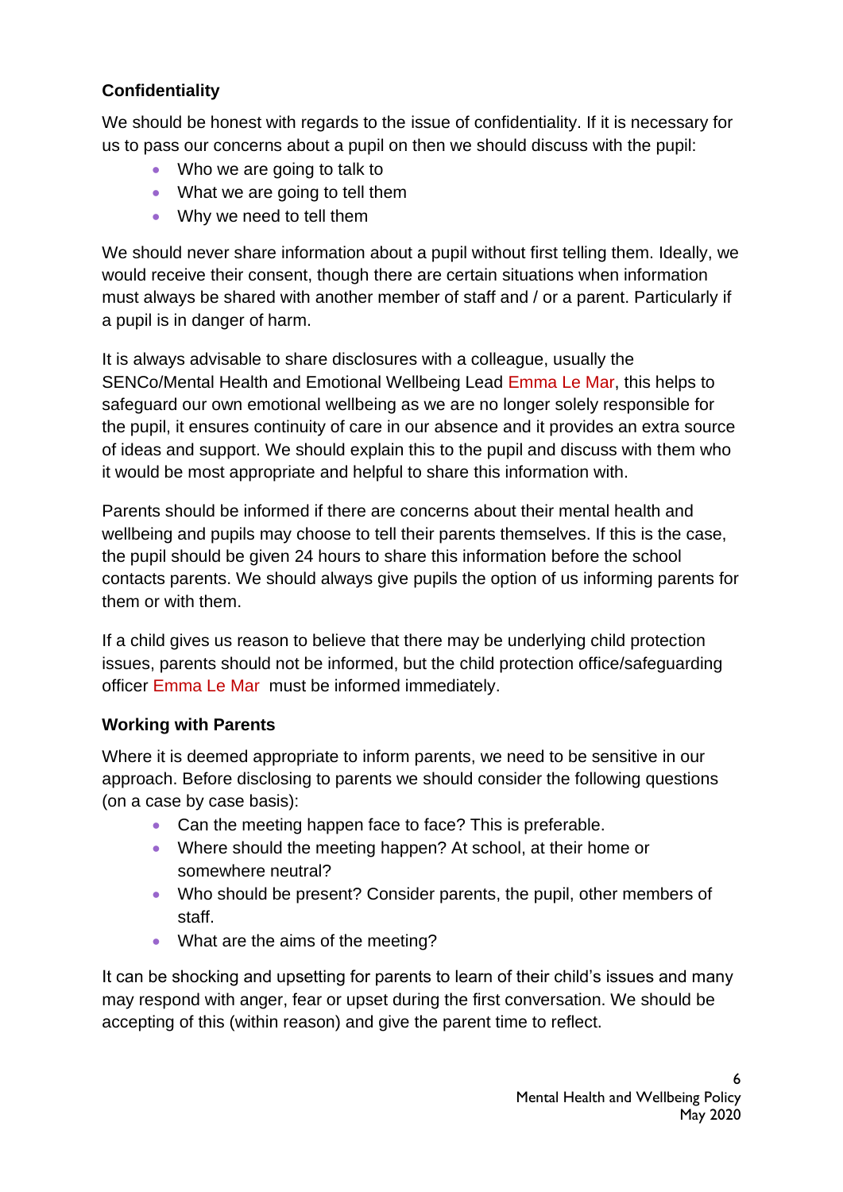**Confidentiality**

We should be honest with regards to the issue of confidentiality. If it is necessary for us to pass our concerns about a pupil on then we should discuss with the pupil:

- Who we are going to talk to
- What we are going to tell them
- Why we need to tell them

We should never share information about a pupil without first telling them. Ideally, we would receive their consent, though there are certain situations when information must always be shared with another member of staff and / or a parent. Particularly if a pupil is in danger of harm.

It is always advisable to share disclosures with a colleague, usually the SENCo/Mental Health and Emotional Wellbeing Lead Emma Le Mar, this helps to safeguard our own emotional wellbeing as we are no longer solely responsible for the pupil, it ensures continuity of care in our absence and it provides an extra source of ideas and support. We should explain this to the pupil and discuss with them who it would be most appropriate and helpful to share this information with.

Parents should be informed if there are concerns about their mental health and wellbeing and pupils may choose to tell their parents themselves. If this is the case, the pupil should be given 24 hours to share this information before the school contacts parents. We should always give pupils the option of us informing parents for them or with them.

If a child gives us reason to believe that there may be underlying child protection issues, parents should not be informed, but the child protection office/safeguarding officer Emma Le Mar must be informed immediately.

**Working with Parents**

Where it is deemed appropriate to inform parents, we need to be sensitive in our approach. Before disclosing to parents we should consider the following questions (on a case by case basis):

- Can the meeting happen face to face? This is preferable.
- Where should the meeting happen? At school, at their home or somewhere neutral?
- Who should be present? Consider parents, the pupil, other members of staff.
- What are the aims of the meeting?

It can be shocking and upsetting for parents to learn of their child's issues and many may respond with anger, fear or upset during the first conversation. We should be accepting of this (within reason) and give the parent time to reflect.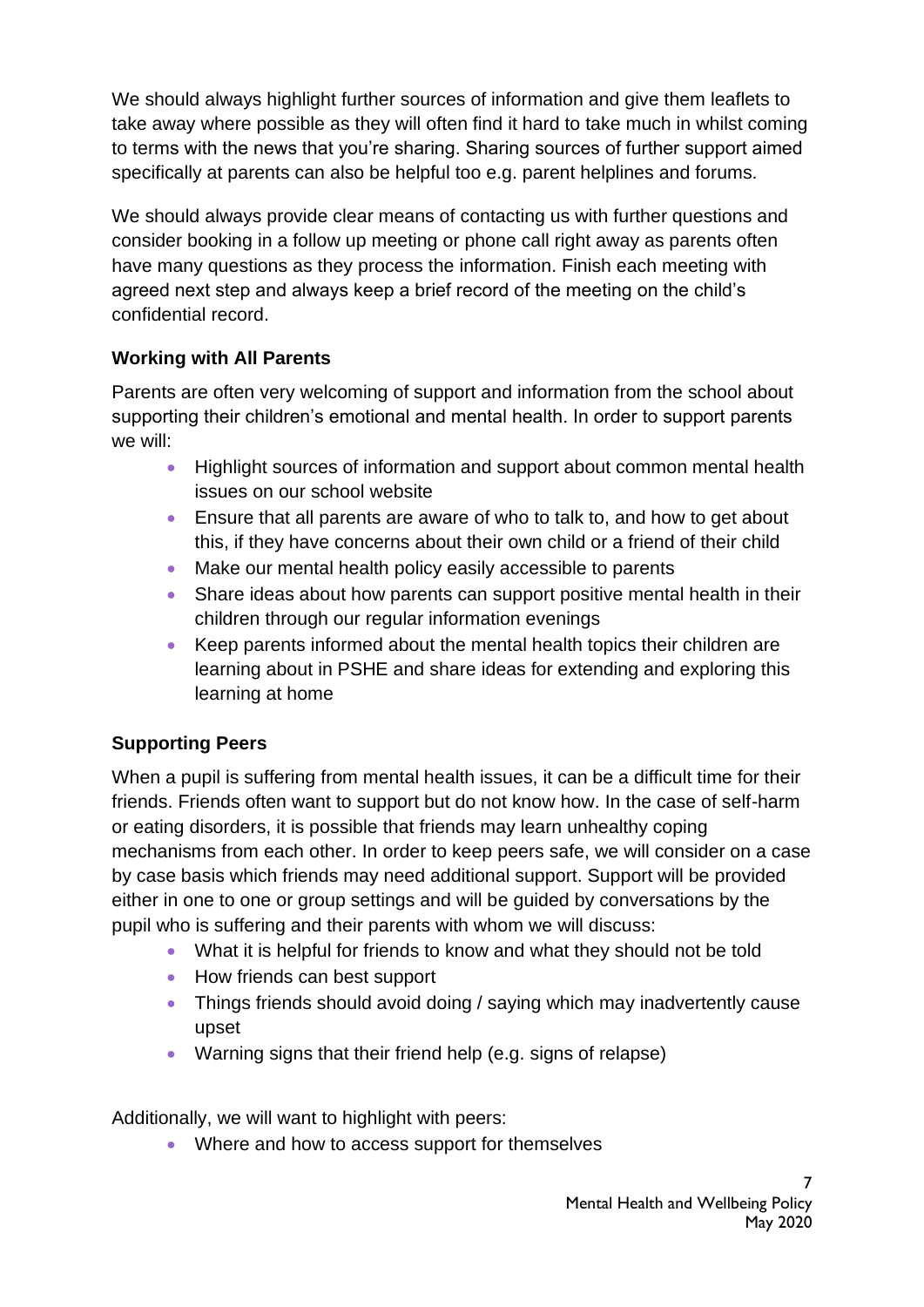We should always highlight further sources of information and give them leaflets to take away where possible as they will often find it hard to take much in whilst coming to terms with the news that you're sharing. Sharing sources of further support aimed specifically at parents can also be helpful too e.g. parent helplines and forums.

We should always provide clear means of contacting us with further questions and consider booking in a follow up meeting or phone call right away as parents often have many questions as they process the information. Finish each meeting with agreed next step and always keep a brief record of the meeting on the child's confidential record.

### Working with All Parents

Parents are often very welcoming of support and information from the school about supporting their children's emotional and mental health. In order to support parents we will:

- Highlight sources of information and support about common mental health issues on our school website
- Ensure that all parents are aware of who to talk to, and how to get about this, if they have concerns about their own child or a friend of their child
- Make our mental health policy easily accessible to parents
- Share ideas about how parents can support positive mental health in their children through our regular information evenings
- Keep parents informed about the mental health topics their children are learning about in PSHE and share ideas for extending and exploring this learning at home

### Supporting Peers

When a pupil is suffering from mental health issues, it can be a difficult time for their friends. Friends often want to support but do not know how. In the case of self-harm or eating disorders, it is possible that friends may learn unhealthy coping mechanisms from each other. In order to keep peers safe, we will consider on a case by case basis which friends may need additional support. Support will be provided either in one to one or group settings and will be guided by conversations by the pupil who is suffering and their parents with whom we will discuss:

- What it is helpful for friends to know and what they should not be told
- How friends can best support
- Things friends should avoid doing / saying which may inadvertently cause upset
- Warning signs that their friend help (e.g. signs of relapse)

Additionally, we will want to highlight with peers:

- Where and how to access support for themselves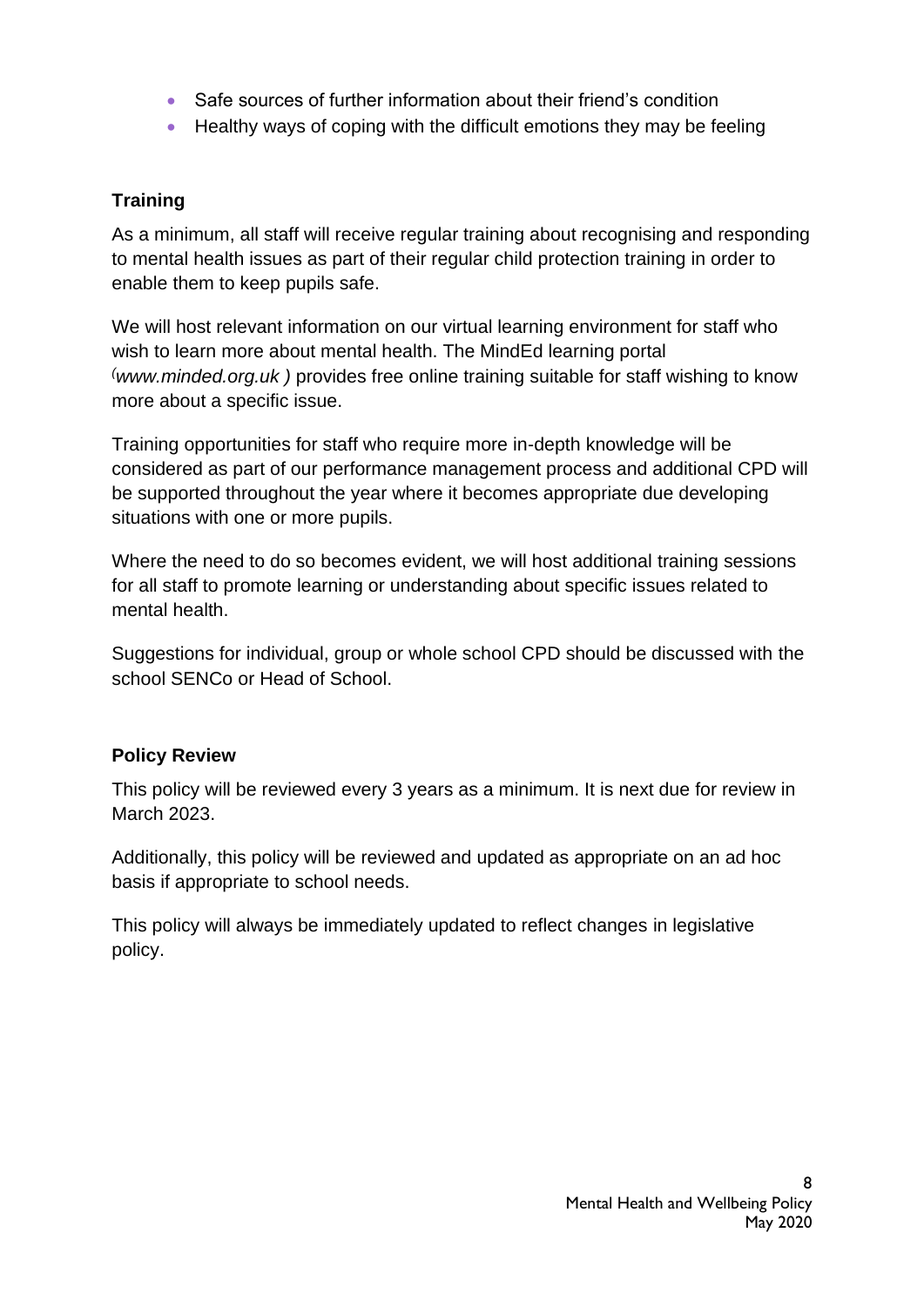- Safe sources of further information about their friend's condition
- Healthy ways of coping with the difficult emotions they may be feeling

**Training**

As a minimum, all staff will receive regular training about recognising and responding to mental health issues as part of their regular child protection training in order to enable them to keep pupils safe.

We will host relevant information on our virtual learning environment for staff who wish to learn more about mental health. The MindEd learning portal (*www.minded.org.uk )* provides free online training suitable for staff wishing to know more about a specific issue.

Training opportunities for staff who require more in-depth knowledge will be considered as part of our performance management process and additional CPD will be supported throughout the year where it becomes appropriate due developing situations with one or more pupils.

Where the need to do so becomes evident, we will host additional training sessions for all staff to promote learning or understanding about specific issues related to mental health.

Suggestions for individual, group or whole school CPD should be discussed with the school SENCo or Head of School.

**Policy Review**

This policy will be reviewed every 3 years as a minimum. It is next due for review in March 2023.

Additionally, this policy will be reviewed and updated as appropriate on an ad hoc basis if appropriate to school needs.

This policy will always be immediately updated to reflect changes in legislative policy.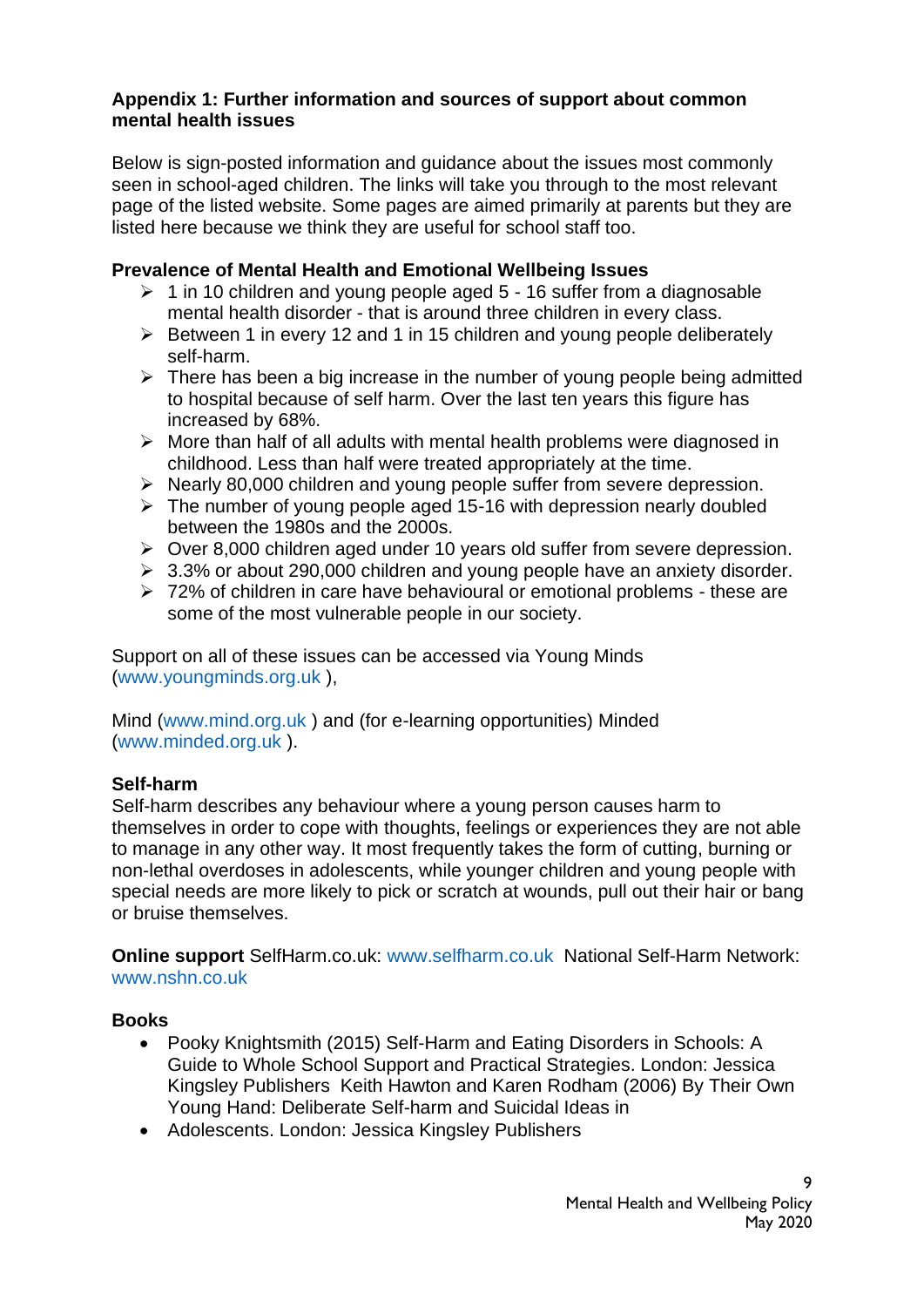**Appendix 1: Further information and sources of support about common mental health issues**

Below is sign-posted information and guidance about the issues most commonly seen in school-aged children. The links will take you through to the most relevant page of the listed website. Some pages are aimed primarily at parents but they are listed here because we think they are useful for school staff too.

**Prevalence of Mental Health and Emotional Wellbeing Issues**

- 1 in 10 children and young people aged 5 - 16 suffer from a diagnosable mental health disorder - that is around three children in every class.
- Between 1 in every 12 and 1 in 15 children and young people deliberately self-harm.
- There has been a big increase in the number of young people being admitted to hospital because of self harm. Over the last ten years this figure has increased by 68%.
- More than half of all adults with mental health problems were diagnosed in childhood. Less than half were treated appropriately at the time.
- Nearly 80,000 children and young people suffer from severe depression.
- The number of young people aged 15-16 with depression nearly doubled between the 1980s and the 2000s.
- Over 8,000 children aged under 10 years old suffer from severe depression.
- 3.3% or about 290,000 children and young people have an anxiety disorder.
- 72% of children in care have behavioural or emotional problems - these are some of the most vulnerable people in our society.

Support on all of these issues can be accessed via Young Minds (www.youngminds.org.uk ),

Mind (www.mind.org.uk ) and (for e-learning opportunities) Minded (www.minded.org.uk ).

**Self-harm**

Self-harm describes any behaviour where a young person causes harm to themselves in order to cope with thoughts, feelings or experiences they are not able to manage in any other way. It most frequently takes the form of cutting, burning or non-lethal overdoses in adolescents, while younger children and young people with special needs are more likely to pick or scratch at wounds, pull out their hair or bang or bruise themselves.

**Online support** SelfHarm.co.uk: www.selfharm.co.uk National Self-Harm Network: www.nshn.co.uk

**Books**

- Pooky Knightsmith (2015) Self-Harm and Eating Disorders in Schools: A Guide to Whole School Support and Practical Strategies. London: Jessica Kingsley Publishers Keith Hawton and Karen Rodham (2006) By Their Own Young Hand: Deliberate Self-harm and Suicidal Ideas in
- Adolescents. London: Jessica Kingsley Publishers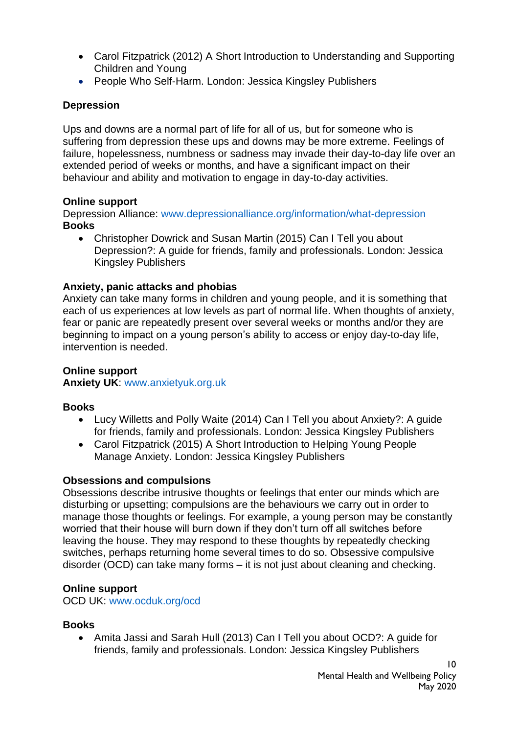- Carol Fitzpatrick (2012) A Short Introduction to Understanding and Supporting Children and Young
- People Who Self-Harm. London: Jessica Kingsley Publishers

**Depression**

Ups and downs are a normal part of life for all of us, but for someone who is suffering from depression these ups and downs may be more extreme. Feelings of failure, hopelessness, numbness or sadness may invade their day-to-day life over an extended period of weeks or months, and have a significant impact on their behaviour and ability and motivation to engage in day-to-day activities.

**Online support**
Depression Alliance: www.depressionalliance.org/information/what-depression
**Books**

- Christopher Dowrick and Susan Martin (2015) Can I Tell you about Depression?: A guide for friends, family and professionals. London: Jessica Kingsley Publishers

**Anxiety, panic attacks and phobias**
Anxiety can take many forms in children and young people, and it is something that each of us experiences at low levels as part of normal life. When thoughts of anxiety, fear or panic are repeatedly present over several weeks or months and/or they are beginning to impact on a young person's ability to access or enjoy day-to-day life, intervention is needed.

**Online support**
**Anxiety UK**: www.anxietyuk.org.uk

**Books**

- Lucy Willetts and Polly Waite (2014) Can I Tell you about Anxiety?: A guide for friends, family and professionals. London: Jessica Kingsley Publishers
- Carol Fitzpatrick (2015) A Short Introduction to Helping Young People Manage Anxiety. London: Jessica Kingsley Publishers

**Obsessions and compulsions**
Obsessions describe intrusive thoughts or feelings that enter our minds which are disturbing or upsetting; compulsions are the behaviours we carry out in order to manage those thoughts or feelings. For example, a young person may be constantly worried that their house will burn down if they don't turn off all switches before leaving the house. They may respond to these thoughts by repeatedly checking switches, perhaps returning home several times to do so. Obsessive compulsive disorder (OCD) can take many forms – it is not just about cleaning and checking.

**Online support**
OCD UK: www.ocduk.org/ocd

**Books**

- Amita Jassi and Sarah Hull (2013) Can I Tell you about OCD?: A guide for friends, family and professionals. London: Jessica Kingsley Publishers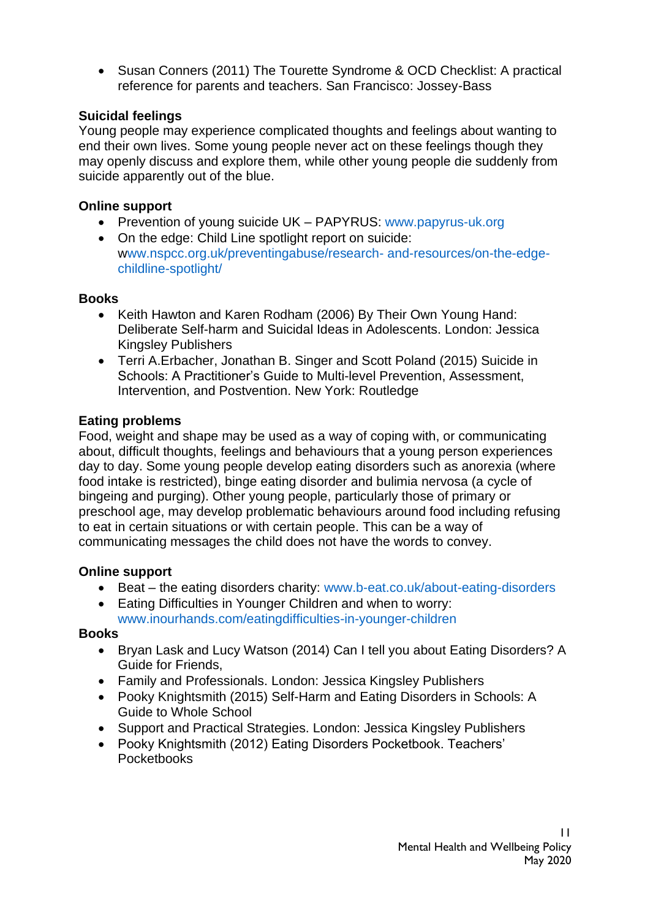- Susan Conners (2011) The Tourette Syndrome & OCD Checklist: A practical reference for parents and teachers. San Francisco: Jossey-Bass

**Suicidal feelings**

Young people may experience complicated thoughts and feelings about wanting to end their own lives. Some young people never act on these feelings though they may openly discuss and explore them, while other young people die suddenly from suicide apparently out of the blue.

**Online support**

- Prevention of young suicide UK – PAPYRUS: www.papyrus-uk.org
- On the edge: Child Line spotlight report on suicide: www.nspcc.org.uk/preventingabuse/research- and-resources/on-the-edge-childline-spotlight/

**Books**

- Keith Hawton and Karen Rodham (2006) By Their Own Young Hand: Deliberate Self-harm and Suicidal Ideas in Adolescents. London: Jessica Kingsley Publishers
- Terri A.Erbacher, Jonathan B. Singer and Scott Poland (2015) Suicide in Schools: A Practitioner's Guide to Multi-level Prevention, Assessment, Intervention, and Postvention. New York: Routledge

**Eating problems**

Food, weight and shape may be used as a way of coping with, or communicating about, difficult thoughts, feelings and behaviours that a young person experiences day to day. Some young people develop eating disorders such as anorexia (where food intake is restricted), binge eating disorder and bulimia nervosa (a cycle of bingeing and purging). Other young people, particularly those of primary or preschool age, may develop problematic behaviours around food including refusing to eat in certain situations or with certain people. This can be a way of communicating messages the child does not have the words to convey.

**Online support**

- Beat – the eating disorders charity: www.b-eat.co.uk/about-eating-disorders
- Eating Difficulties in Younger Children and when to worry: www.inourhands.com/eatingdifficulties-in-younger-children

**Books**

- Bryan Lask and Lucy Watson (2014) Can I tell you about Eating Disorders? A Guide for Friends,
- Family and Professionals. London: Jessica Kingsley Publishers
- Pooky Knightsmith (2015) Self-Harm and Eating Disorders in Schools: A Guide to Whole School
- Support and Practical Strategies. London: Jessica Kingsley Publishers
- Pooky Knightsmith (2012) Eating Disorders Pocketbook. Teachers' Pocketbooks